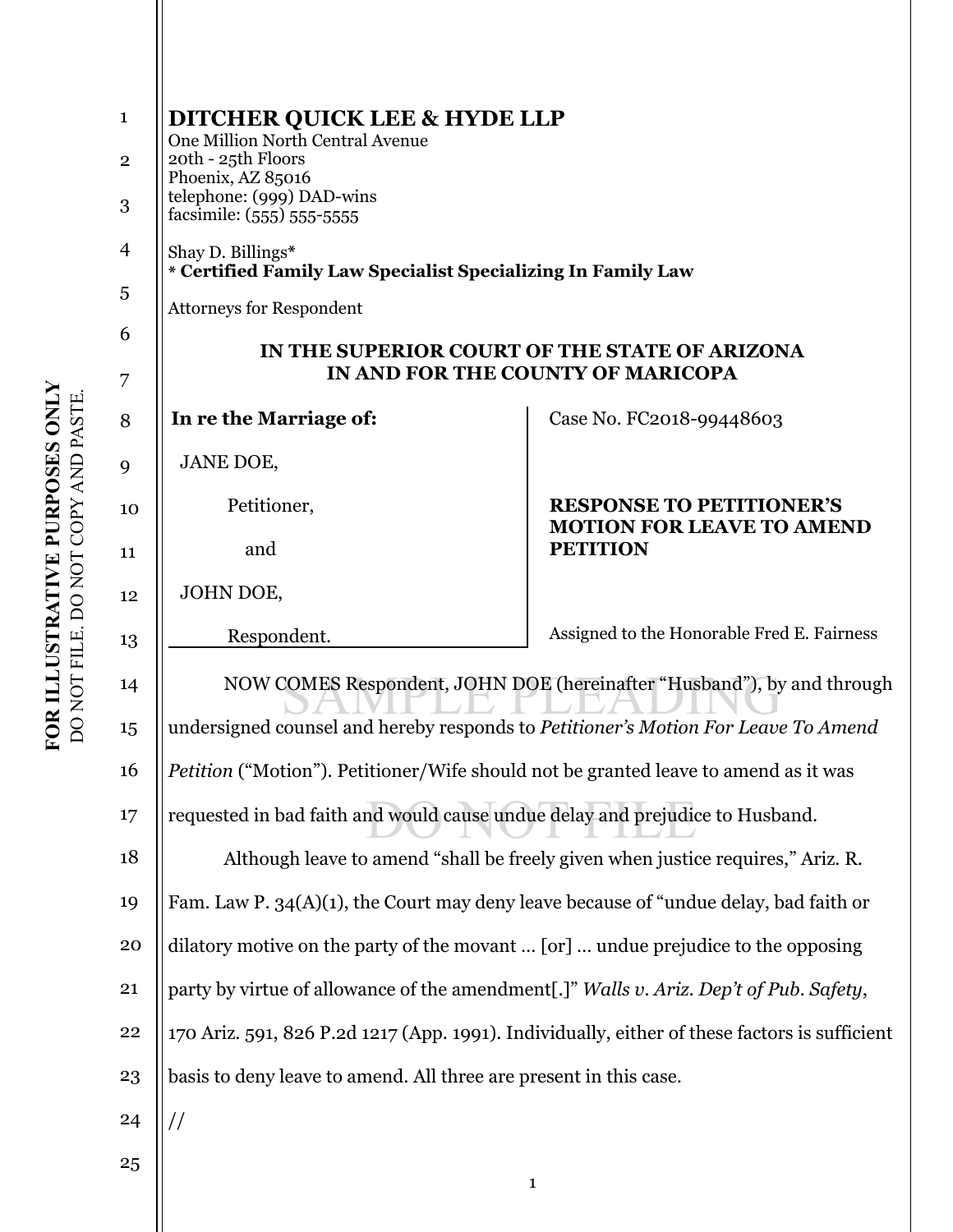**DITCHER QUICK LEE & HYDE LLP**
One Million North Central Avenue
20th - 25th Floors
Phoenix, AZ 85016
telephone: (999) DAD-wins
facsimile: (555) 555-5555

Shay D. Billings*
**\* Certified Family Law Specialist Specializing In Family Law**

Attorneys for Respondent

**IN THE SUPERIOR COURT OF THE STATE OF ARIZONA**
**IN AND FOR THE COUNTY OF MARICOPA**

| | |
|---|---|
| **In re the Marriage of:**<br><br>JANE DOE,<br><br>Petitioner,<br><br>and<br><br>JOHN DOE,<br><br>Respondent. | Case No. FC2018-99448603<br><br>**RESPONSE TO PETITIONER'S MOTION FOR LEAVE TO AMEND PETITION**<br><br>Assigned to the Honorable Fred E. Fairness |

NOW COMES Respondent, JOHN DOE (hereinafter "Husband"), by and through undersigned counsel and hereby responds to *Petitioner's Motion For Leave To Amend Petition* ("Motion"). Petitioner/Wife should not be granted leave to amend as it was requested in bad faith and would cause undue delay and prejudice to Husband.

Although leave to amend "shall be freely given when justice requires," Ariz. R. Fam. Law P. 34(A)(1), the Court may deny leave because of "undue delay, bad faith or dilatory motive on the party of the movant … [or] … undue prejudice to the opposing party by virtue of allowance of the amendment[.]" *Walls v. Ariz. Dep't of Pub. Safety*, 170 Ariz. 591, 826 P.2d 1217 (App. 1991). Individually, either of these factors is sufficient basis to deny leave to amend. All three are present in this case.

//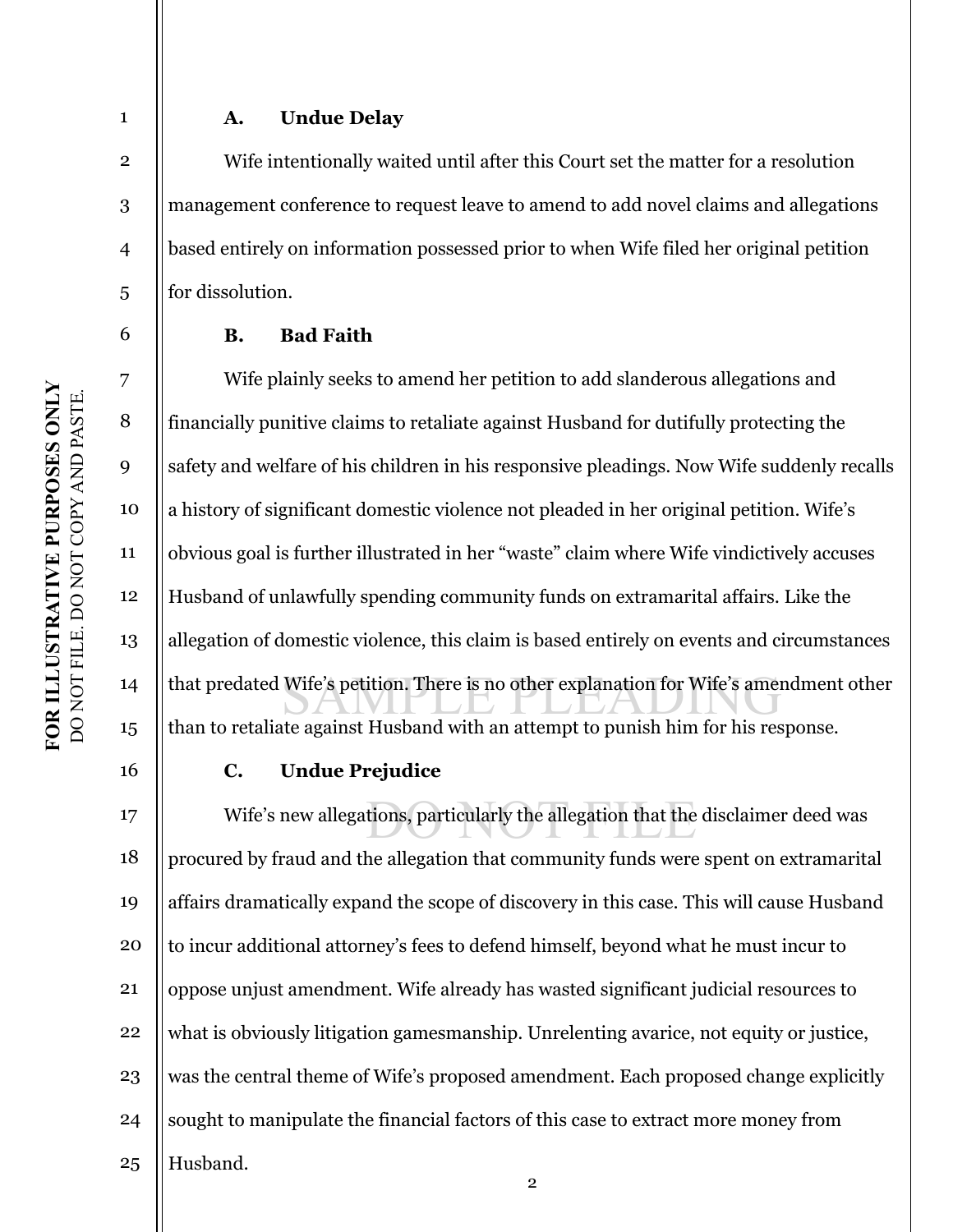### A. Undue Delay

Wife intentionally waited until after this Court set the matter for a resolution management conference to request leave to amend to add novel claims and allegations based entirely on information possessed prior to when Wife filed her original petition for dissolution.

### B. Bad Faith

Wife plainly seeks to amend her petition to add slanderous allegations and financially punitive claims to retaliate against Husband for dutifully protecting the safety and welfare of his children in his responsive pleadings. Now Wife suddenly recalls a history of significant domestic violence not pleaded in her original petition. Wife's obvious goal is further illustrated in her "waste" claim where Wife vindictively accuses Husband of unlawfully spending community funds on extramarital affairs. Like the allegation of domestic violence, this claim is based entirely on events and circumstances that predated Wife's petition. There is no other explanation for Wife's amendment other than to retaliate against Husband with an attempt to punish him for his response.

### C. Undue Prejudice

Wife's new allegations, particularly the allegation that the disclaimer deed was procured by fraud and the allegation that community funds were spent on extramarital affairs dramatically expand the scope of discovery in this case. This will cause Husband to incur additional attorney's fees to defend himself, beyond what he must incur to oppose unjust amendment. Wife already has wasted significant judicial resources to what is obviously litigation gamesmanship. Unrelenting avarice, not equity or justice, was the central theme of Wife's proposed amendment. Each proposed change explicitly sought to manipulate the financial factors of this case to extract more money from Husband.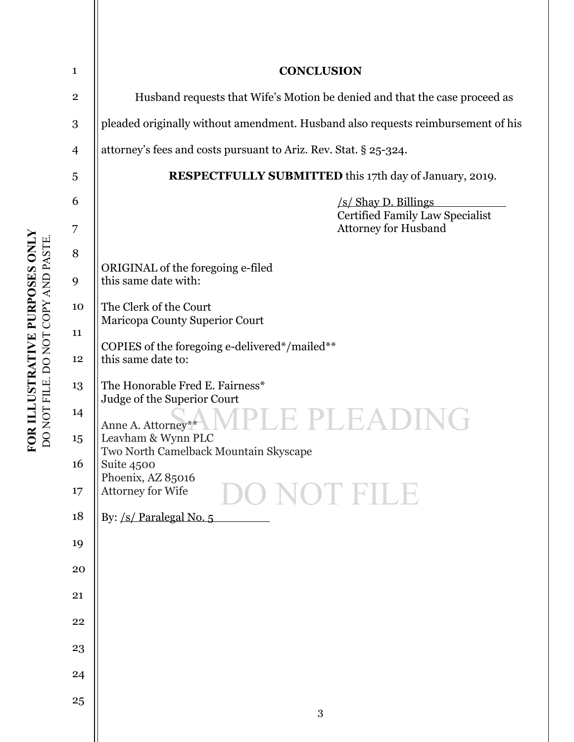## CONCLUSION

Husband requests that Wife's Motion be denied and that the case proceed as pleaded originally without amendment. Husband also requests reimbursement of his attorney's fees and costs pursuant to Ariz. Rev. Stat. § 25-324.

**RESPECTFULLY SUBMITTED** this 17th day of January, 2019.

/s/ Shay D. Billings
Certified Family Law Specialist
Attorney for Husband

ORIGINAL of the foregoing e-filed
this same date with:

The Clerk of the Court
Maricopa County Superior Court

COPIES of the foregoing e-delivered*/mailed**
this same date to:

The Honorable Fred E. Fairness*
Judge of the Superior Court

Anne A. Attorney**
Leavham & Wynn PLC
Two North Camelback Mountain Skyscape
Suite 4500
Phoenix, AZ 85016
Attorney for Wife

By: /s/ Paralegal No. 5

SAMPLE PLEADING

DO NOT FILE

**FOR ILLUSTRATIVE PURPOSES ONLY**
DO NOT FILE. DO NOT COPY AND PASTE.